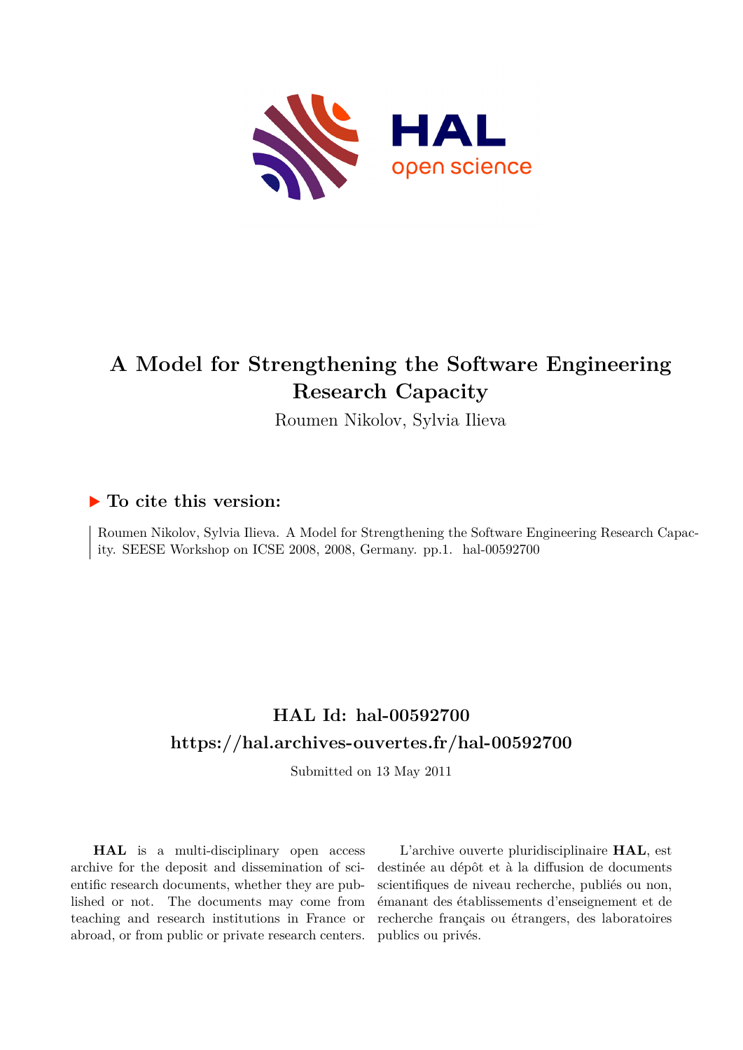# A Model for Strengthening the Software Engineering Research Capacity

Roumen Nikolov, Sylvia Ilieva

## ▶ To cite this version:

Roumen Nikolov, Sylvia Ilieva. A Model for Strengthening the Software Engineering Research Capacity. SEESE Workshop on ICSE 2008, 2008, Germany. pp.1. hal-00592700

## HAL Id: hal-00592700

## https://hal.archives-ouvertes.fr/hal-00592700

Submitted on 13 May 2011

**HAL** is a multi-disciplinary open access archive for the deposit and dissemination of scientific research documents, whether they are published or not. The documents may come from teaching and research institutions in France or abroad, or from public or private research centers.

L'archive ouverte pluridisciplinaire **HAL**, est destinée au dépôt et à la diffusion de documents scientifiques de niveau recherche, publiés ou non, émanant des établissements d'enseignement et de recherche français ou étrangers, des laboratoires publics ou privés.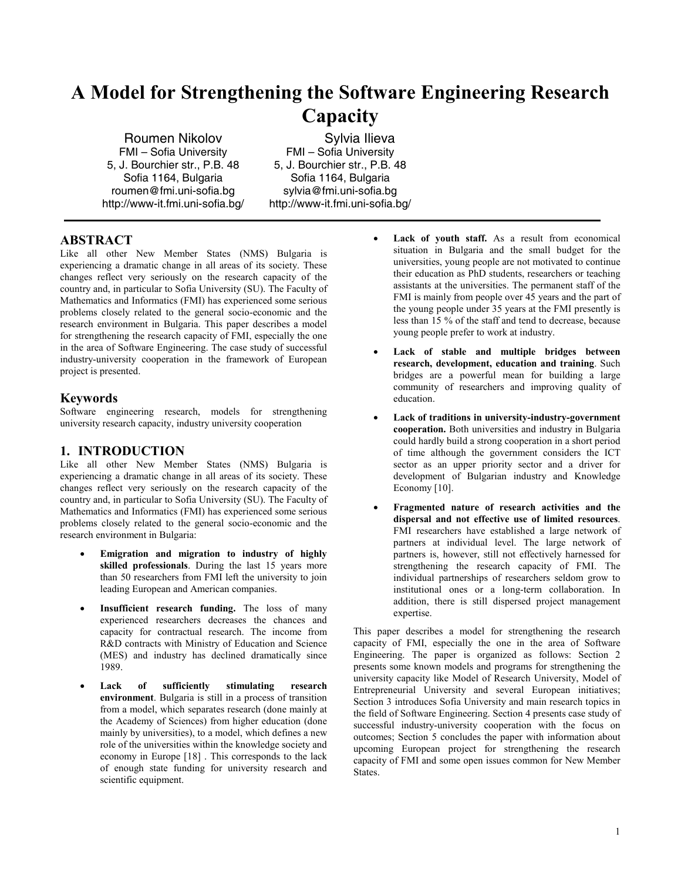# A Model for Strengthening the Software Engineering Research Capacity

Roumen Nikolov
FMI – Sofia University
5, J. Bourchier str., P.B. 48
Sofia 1164, Bulgaria
roumen@fmi.uni-sofia.bg
http://www-it.fmi.uni-sofia.bg/

Sylvia Ilieva
FMI – Sofia University
5, J. Bourchier str., P.B. 48
Sofia 1164, Bulgaria
sylvia@fmi.uni-sofia.bg
http://www-it.fmi.uni-sofia.bg/

## ABSTRACT

Like all other New Member States (NMS) Bulgaria is experiencing a dramatic change in all areas of its society. These changes reflect very seriously on the research capacity of the country and, in particular to Sofia University (SU). The Faculty of Mathematics and Informatics (FMI) has experienced some serious problems closely related to the general socio-economic and the research environment in Bulgaria. This paper describes a model for strengthening the research capacity of FMI, especially the one in the area of Software Engineering. The case study of successful industry-university cooperation in the framework of European project is presented.

## Keywords

Software engineering research, models for strengthening university research capacity, industry university cooperation

## 1. INTRODUCTION

Like all other New Member States (NMS) Bulgaria is experiencing a dramatic change in all areas of its society. These changes reflect very seriously on the research capacity of the country and, in particular to Sofia University (SU). The Faculty of Mathematics and Informatics (FMI) has experienced some serious problems closely related to the general socio-economic and the research environment in Bulgaria:

- **Emigration and migration to industry of highly skilled professionals**. During the last 15 years more than 50 researchers from FMI left the university to join leading European and American companies.
- **Insufficient research funding.** The loss of many experienced researchers decreases the chances and capacity for contractual research. The income from R&D contracts with Ministry of Education and Science (MES) and industry has declined dramatically since 1989.
- **Lack of sufficiently stimulating research environment**. Bulgaria is still in a process of transition from a model, which separates research (done mainly at the Academy of Sciences) from higher education (done mainly by universities), to a model, which defines a new role of the universities within the knowledge society and economy in Europe [18] . This corresponds to the lack of enough state funding for university research and scientific equipment.
- **Lack of youth staff.** As a result from economical situation in Bulgaria and the small budget for the universities, young people are not motivated to continue their education as PhD students, researchers or teaching assistants at the universities. The permanent staff of the FMI is mainly from people over 45 years and the part of the young people under 35 years at the FMI presently is less than 15 % of the staff and tend to decrease, because young people prefer to work at industry.
- **Lack of stable and multiple bridges between research, development, education and training**. Such bridges are a powerful mean for building a large community of researchers and improving quality of education.
- **Lack of traditions in university-industry-government cooperation.** Both universities and industry in Bulgaria could hardly build a strong cooperation in a short period of time although the government considers the ICT sector as an upper priority sector and a driver for development of Bulgarian industry and Knowledge Economy [10].
- **Fragmented nature of research activities and the dispersal and not effective use of limited resources**. FMI researchers have established a large network of partners at individual level. The large network of partners is, however, still not effectively harnessed for strengthening the research capacity of FMI. The individual partnerships of researchers seldom grow to institutional ones or a long-term collaboration. In addition, there is still dispersed project management expertise.

This paper describes a model for strengthening the research capacity of FMI, especially the one in the area of Software Engineering. The paper is organized as follows: Section 2 presents some known models and programs for strengthening the university capacity like Model of Research University, Model of Entrepreneurial University and several European initiatives; Section 3 introduces Sofia University and main research topics in the field of Software Engineering. Section 4 presents case study of successful industry-university cooperation with the focus on outcomes; Section 5 concludes the paper with information about upcoming European project for strengthening the research capacity of FMI and some open issues common for New Member States.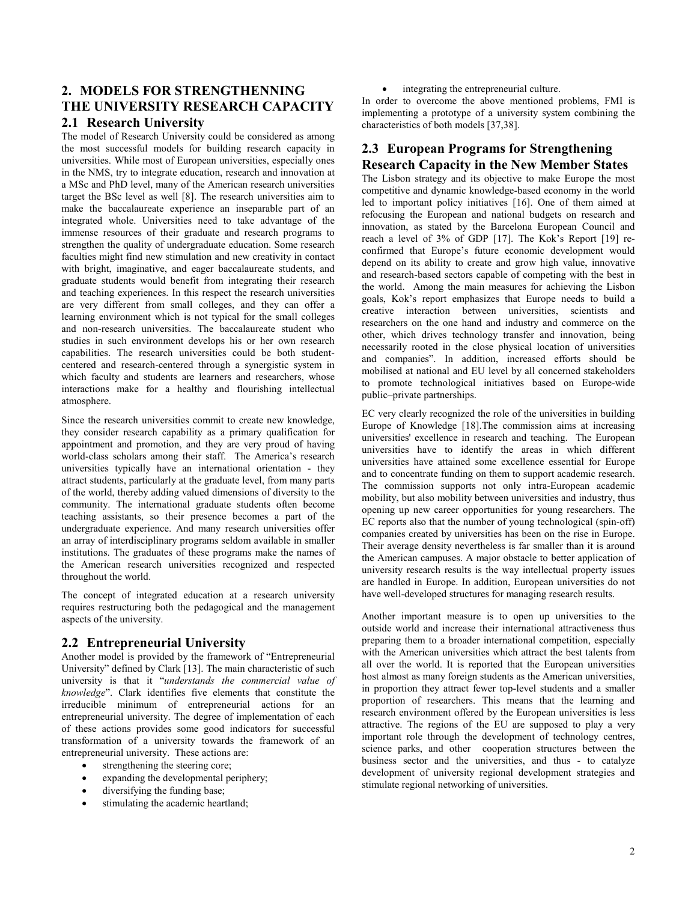# 2. MODELS FOR STRENGTHENNING THE UNIVERSITY RESEARCH CAPACITY

## 2.1 Research University

The model of Research University could be considered as among the most successful models for building research capacity in universities. While most of European universities, especially ones in the NMS, try to integrate education, research and innovation at a MSc and PhD level, many of the American research universities target the BSc level as well [8]. The research universities aim to make the baccalaureate experience an inseparable part of an integrated whole. Universities need to take advantage of the immense resources of their graduate and research programs to strengthen the quality of undergraduate education. Some research faculties might find new stimulation and new creativity in contact with bright, imaginative, and eager baccalaureate students, and graduate students would benefit from integrating their research and teaching experiences. In this respect the research universities are very different from small colleges, and they can offer a learning environment which is not typical for the small colleges and non-research universities. The baccalaureate student who studies in such environment develops his or her own research capabilities. The research universities could be both student-centered and research-centered through a synergistic system in which faculty and students are learners and researchers, whose interactions make for a healthy and flourishing intellectual atmosphere.

Since the research universities commit to create new knowledge, they consider research capability as a primary qualification for appointment and promotion, and they are very proud of having world-class scholars among their staff. The America's research universities typically have an international orientation - they attract students, particularly at the graduate level, from many parts of the world, thereby adding valued dimensions of diversity to the community. The international graduate students often become teaching assistants, so their presence becomes a part of the undergraduate experience. And many research universities offer an array of interdisciplinary programs seldom available in smaller institutions. The graduates of these programs make the names of the American research universities recognized and respected throughout the world.

The concept of integrated education at a research university requires restructuring both the pedagogical and the management aspects of the university.

## 2.2 Entrepreneurial University

Another model is provided by the framework of "Entrepreneurial University" defined by Clark [13]. The main characteristic of such university is that it "*understands the commercial value of knowledge*". Clark identifies five elements that constitute the irreducible minimum of entrepreneurial actions for an entrepreneurial university. The degree of implementation of each of these actions provides some good indicators for successful transformation of a university towards the framework of an entrepreneurial university. These actions are:

- strengthening the steering core;
- expanding the developmental periphery;
- diversifying the funding base;
- stimulating the academic heartland;
- integrating the entrepreneurial culture.

In order to overcome the above mentioned problems, FMI is implementing a prototype of a university system combining the characteristics of both models [37,38].

## 2.3 European Programs for Strengthening Research Capacity in the New Member States

The Lisbon strategy and its objective to make Europe the most competitive and dynamic knowledge-based economy in the world led to important policy initiatives [16]. One of them aimed at refocusing the European and national budgets on research and innovation, as stated by the Barcelona European Council and reach a level of 3% of GDP [17]. The Kok's Report [19] re-confirmed that Europe's future economic development would depend on its ability to create and grow high value, innovative and research-based sectors capable of competing with the best in the world. Among the main measures for achieving the Lisbon goals, Kok's report emphasizes that Europe needs to build a creative interaction between universities, scientists and researchers on the one hand and industry and commerce on the other, which drives technology transfer and innovation, being necessarily rooted in the close physical location of universities and companies". In addition, increased efforts should be mobilised at national and EU level by all concerned stakeholders to promote technological initiatives based on Europe-wide public–private partnerships.

EC very clearly recognized the role of the universities in building Europe of Knowledge [18].The commission aims at increasing universities' excellence in research and teaching. The European universities have to identify the areas in which different universities have attained some excellence essential for Europe and to concentrate funding on them to support academic research. The commission supports not only intra-European academic mobility, but also mobility between universities and industry, thus opening up new career opportunities for young researchers. The EC reports also that the number of young technological (spin-off) companies created by universities has been on the rise in Europe. Their average density nevertheless is far smaller than it is around the American campuses. A major obstacle to better application of university research results is the way intellectual property issues are handled in Europe. In addition, European universities do not have well-developed structures for managing research results.

Another important measure is to open up universities to the outside world and increase their international attractiveness thus preparing them to a broader international competition, especially with the American universities which attract the best talents from all over the world. It is reported that the European universities host almost as many foreign students as the American universities, in proportion they attract fewer top-level students and a smaller proportion of researchers. This means that the learning and research environment offered by the European universities is less attractive. The regions of the EU are supposed to play a very important role through the development of technology centres, science parks, and other cooperation structures between the business sector and the universities, and thus - to catalyze development of university regional development strategies and stimulate regional networking of universities.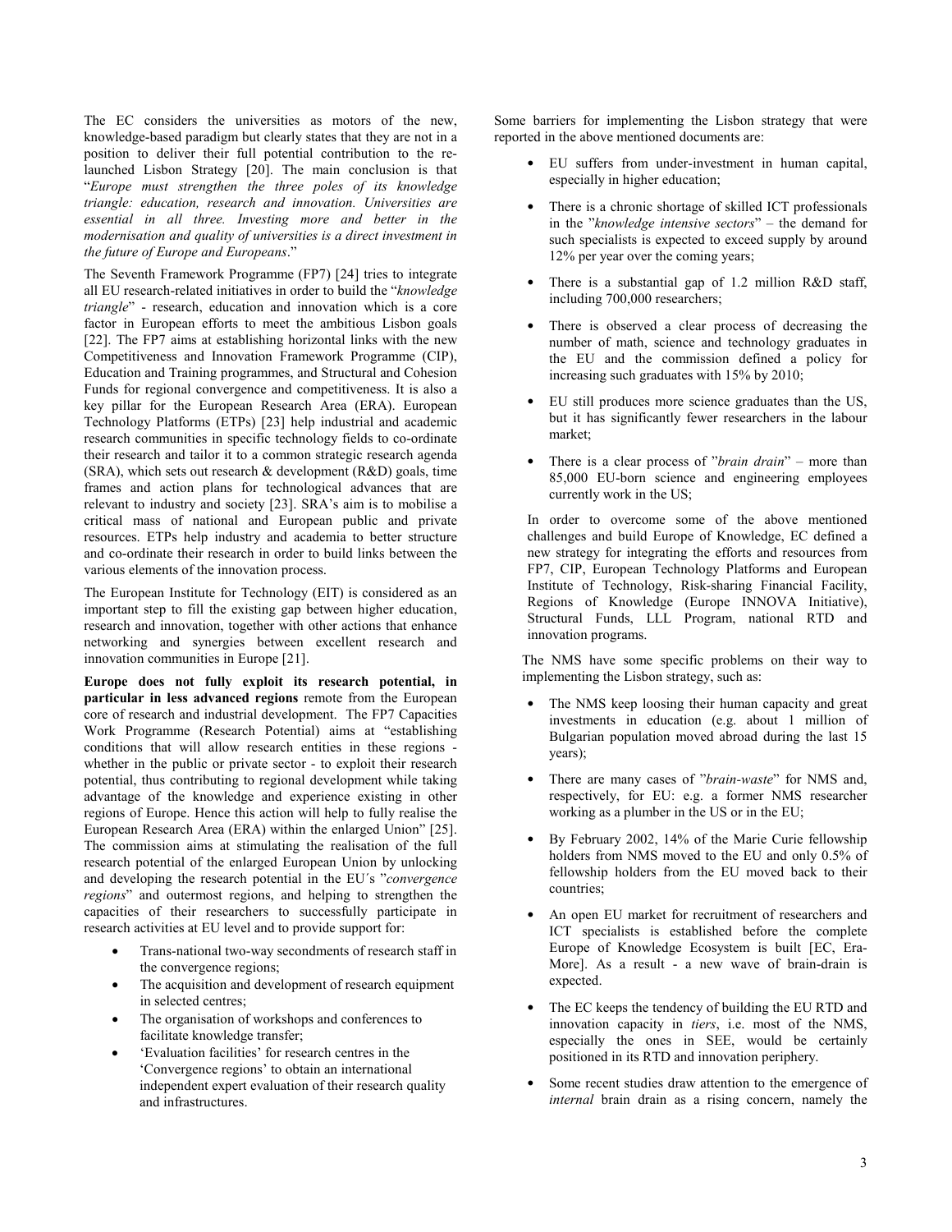The EC considers the universities as motors of the new, knowledge-based paradigm but clearly states that they are not in a position to deliver their full potential contribution to the re-launched Lisbon Strategy [20]. The main conclusion is that "*Europe must strengthen the three poles of its knowledge triangle: education, research and innovation. Universities are essential in all three. Investing more and better in the modernisation and quality of universities is a direct investment in the future of Europe and Europeans*."

The Seventh Framework Programme (FP7) [24] tries to integrate all EU research-related initiatives in order to build the "*knowledge triangle*" - research, education and innovation which is a core factor in European efforts to meet the ambitious Lisbon goals [22]. The FP7 aims at establishing horizontal links with the new Competitiveness and Innovation Framework Programme (CIP), Education and Training programmes, and Structural and Cohesion Funds for regional convergence and competitiveness. It is also a key pillar for the European Research Area (ERA). European Technology Platforms (ETPs) [23] help industrial and academic research communities in specific technology fields to co-ordinate their research and tailor it to a common strategic research agenda (SRA), which sets out research & development (R&D) goals, time frames and action plans for technological advances that are relevant to industry and society [23]. SRA's aim is to mobilise a critical mass of national and European public and private resources. ETPs help industry and academia to better structure and co-ordinate their research in order to build links between the various elements of the innovation process.

The European Institute for Technology (EIT) is considered as an important step to fill the existing gap between higher education, research and innovation, together with other actions that enhance networking and synergies between excellent research and innovation communities in Europe [21].

**Europe does not fully exploit its research potential, in particular in less advanced regions** remote from the European core of research and industrial development. The FP7 Capacities Work Programme (Research Potential) aims at "establishing conditions that will allow research entities in these regions - whether in the public or private sector - to exploit their research potential, thus contributing to regional development while taking advantage of the knowledge and experience existing in other regions of Europe. Hence this action will help to fully realise the European Research Area (ERA) within the enlarged Union" [25]. The commission aims at stimulating the realisation of the full research potential of the enlarged European Union by unlocking and developing the research potential in the EU´s "*convergence regions*" and outermost regions, and helping to strengthen the capacities of their researchers to successfully participate in research activities at EU level and to provide support for:

- Trans-national two-way secondments of research staff in the convergence regions;
- The acquisition and development of research equipment in selected centres;
- The organisation of workshops and conferences to facilitate knowledge transfer;
- 'Evaluation facilities' for research centres in the 'Convergence regions' to obtain an international independent expert evaluation of their research quality and infrastructures.

Some barriers for implementing the Lisbon strategy that were reported in the above mentioned documents are:

- EU suffers from under-investment in human capital, especially in higher education;
- There is a chronic shortage of skilled ICT professionals in the "*knowledge intensive sectors*" – the demand for such specialists is expected to exceed supply by around 12% per year over the coming years;
- There is a substantial gap of 1.2 million R&D staff, including 700,000 researchers;
- There is observed a clear process of decreasing the number of math, science and technology graduates in the EU and the commission defined a policy for increasing such graduates with 15% by 2010;
- EU still produces more science graduates than the US, but it has significantly fewer researchers in the labour market;
- There is a clear process of "*brain drain*" – more than 85,000 EU-born science and engineering employees currently work in the US;

In order to overcome some of the above mentioned challenges and build Europe of Knowledge, EC defined a new strategy for integrating the efforts and resources from FP7, CIP, European Technology Platforms and European Institute of Technology, Risk-sharing Financial Facility, Regions of Knowledge (Europe INNOVA Initiative), Structural Funds, LLL Program, national RTD and innovation programs.

The NMS have some specific problems on their way to implementing the Lisbon strategy, such as:

- The NMS keep loosing their human capacity and great investments in education (e.g. about 1 million of Bulgarian population moved abroad during the last 15 years);
- There are many cases of "*brain-waste*" for NMS and, respectively, for EU: e.g. a former NMS researcher working as a plumber in the US or in the EU;
- By February 2002, 14% of the Marie Curie fellowship holders from NMS moved to the EU and only 0.5% of fellowship holders from the EU moved back to their countries;
- An open EU market for recruitment of researchers and ICT specialists is established before the complete Europe of Knowledge Ecosystem is built [EC, Era-More]. As a result - a new wave of brain-drain is expected.
- The EC keeps the tendency of building the EU RTD and innovation capacity in *tiers*, i.e. most of the NMS, especially the ones in SEE, would be certainly positioned in its RTD and innovation periphery.
- Some recent studies draw attention to the emergence of *internal* brain drain as a rising concern, namely the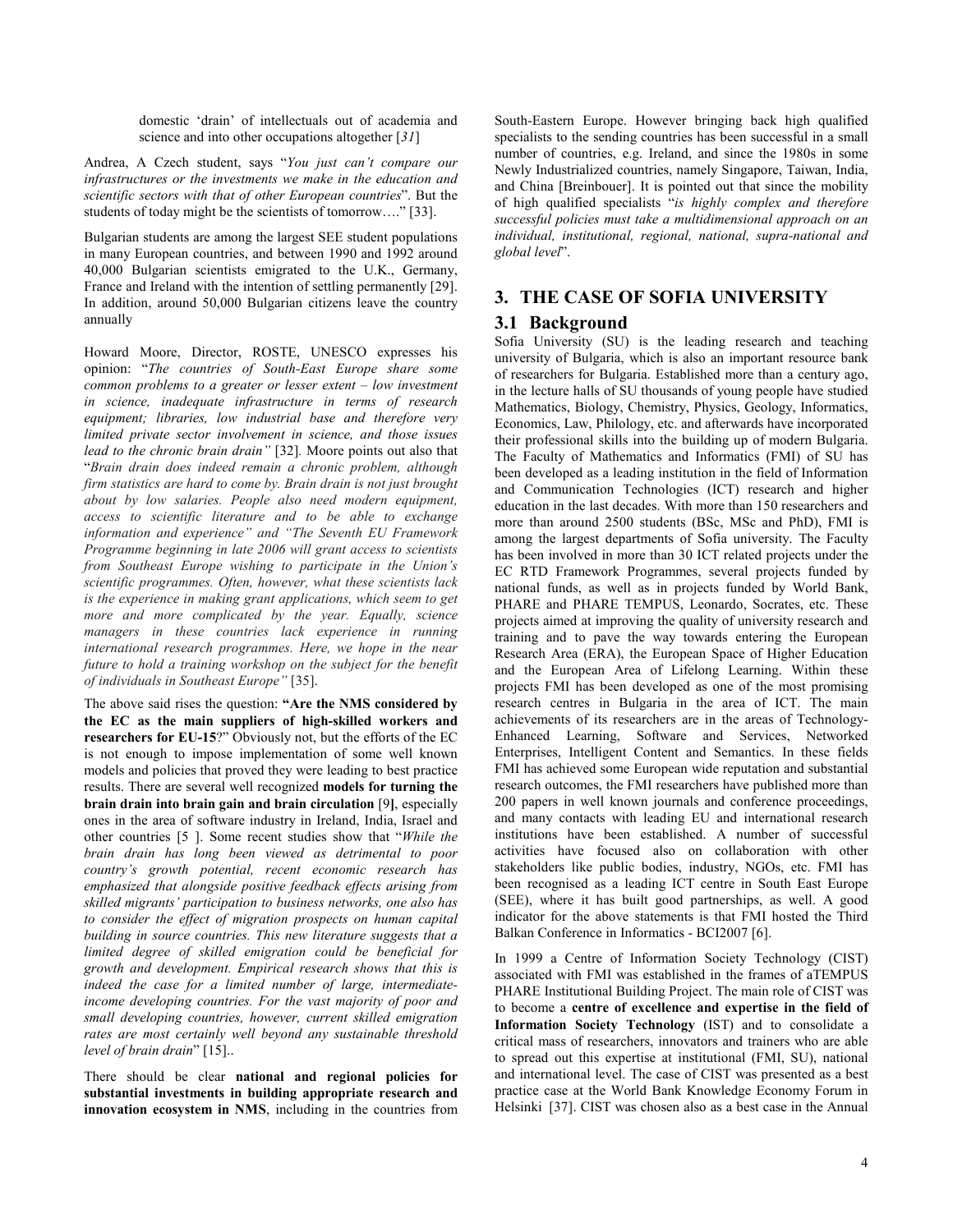domestic 'drain' of intellectuals out of academia and science and into other occupations altogether [*31*]

Andrea, A Czech student, says "*You just can't compare our infrastructures or the investments we make in the education and scientific sectors with that of other European countries*". But the students of today might be the scientists of tomorrow…." [33].

Bulgarian students are among the largest SEE student populations in many European countries, and between 1990 and 1992 around 40,000 Bulgarian scientists emigrated to the U.K., Germany, France and Ireland with the intention of settling permanently [29]. In addition, around 50,000 Bulgarian citizens leave the country annually

Howard Moore, Director, ROSTE, UNESCO expresses his opinion: "*The countries of South-East Europe share some common problems to a greater or lesser extent – low investment in science, inadequate infrastructure in terms of research equipment; libraries, low industrial base and therefore very limited private sector involvement in science, and those issues lead to the chronic brain drain"* [32]*.* Moore points out also that "*Brain drain does indeed remain a chronic problem, although firm statistics are hard to come by. Brain drain is not just brought about by low salaries. People also need modern equipment, access to scientific literature and to be able to exchange information and experience" and "The Seventh EU Framework Programme beginning in late 2006 will grant access to scientists from Southeast Europe wishing to participate in the Union's scientific programmes. Often, however, what these scientists lack is the experience in making grant applications, which seem to get more and more complicated by the year. Equally, science managers in these countries lack experience in running international research programmes. Here, we hope in the near future to hold a training workshop on the subject for the benefit of individuals in Southeast Europe"* [35].

The above said rises the question: **"Are the NMS considered by the EC as the main suppliers of high-skilled workers and researchers for EU-15**?" Obviously not, but the efforts of the EC is not enough to impose implementation of some well known models and policies that proved they were leading to best practice results. There are several well recognized **models for turning the brain drain into brain gain and brain circulation** [9**]**, especially ones in the area of software industry in Ireland, India, Israel and other countries [5 ]. Some recent studies show that "*While the brain drain has long been viewed as detrimental to poor country's growth potential, recent economic research has emphasized that alongside positive feedback effects arising from skilled migrants' participation to business networks, one also has to consider the effect of migration prospects on human capital building in source countries. This new literature suggests that a limited degree of skilled emigration could be beneficial for growth and development. Empirical research shows that this is indeed the case for a limited number of large, intermediate-income developing countries. For the vast majority of poor and small developing countries, however, current skilled emigration rates are most certainly well beyond any sustainable threshold level of brain drain*" [15]..

There should be clear **national and regional policies for substantial investments in building appropriate research and innovation ecosystem in NMS**, including in the countries from South-Eastern Europe. However bringing back high qualified specialists to the sending countries has been successful in a small number of countries, e.g. Ireland, and since the 1980s in some Newly Industrialized countries, namely Singapore, Taiwan, India, and China [Breinbouer]. It is pointed out that since the mobility of high qualified specialists "*is highly complex and therefore successful policies must take a multidimensional approach on an individual, institutional, regional, national, supra-national and global level*".

## 3. THE CASE OF SOFIA UNIVERSITY

### 3.1 Background

Sofia University (SU) is the leading research and teaching university of Bulgaria, which is also an important resource bank of researchers for Bulgaria. Established more than a century ago, in the lecture halls of SU thousands of young people have studied Mathematics, Biology, Chemistry, Physics, Geology, Informatics, Economics, Law, Philology, etc. and afterwards have incorporated their professional skills into the building up of modern Bulgaria. The Faculty of Mathematics and Informatics (FMI) of SU has been developed as a leading institution in the field of Information and Communication Technologies (ICT) research and higher education in the last decades. With more than 150 researchers and more than around 2500 students (BSc, MSc and PhD), FMI is among the largest departments of Sofia university. The Faculty has been involved in more than 30 ICT related projects under the EC RTD Framework Programmes, several projects funded by national funds, as well as in projects funded by World Bank, PHARE and PHARE TEMPUS, Leonardo, Socrates, etc. These projects aimed at improving the quality of university research and training and to pave the way towards entering the European Research Area (ERA), the European Space of Higher Education and the European Area of Lifelong Learning. Within these projects FMI has been developed as one of the most promising research centres in Bulgaria in the area of ICT. The main achievements of its researchers are in the areas of Technology-Enhanced Learning, Software and Services, Networked Enterprises, Intelligent Content and Semantics. In these fields FMI has achieved some European wide reputation and substantial research outcomes, the FMI researchers have published more than 200 papers in well known journals and conference proceedings, and many contacts with leading EU and international research institutions have been established. A number of successful activities have focused also on collaboration with other stakeholders like public bodies, industry, NGOs, etc. FMI has been recognised as a leading ICT centre in South East Europe (SEE), where it has built good partnerships, as well. A good indicator for the above statements is that FMI hosted the Third Balkan Conference in Informatics - BCI2007 [6].

In 1999 a Centre of Information Society Technology (CIST) associated with FMI was established in the frames of aTEMPUS PHARE Institutional Building Project. The main role of CIST was to become a **centre of excellence and expertise in the field of Information Society Technology** (IST) and to consolidate a critical mass of researchers, innovators and trainers who are able to spread out this expertise at institutional (FMI, SU), national and international level. The case of CIST was presented as a best practice case at the World Bank Knowledge Economy Forum in Helsinki [37]. CIST was chosen also as a best case in the Annual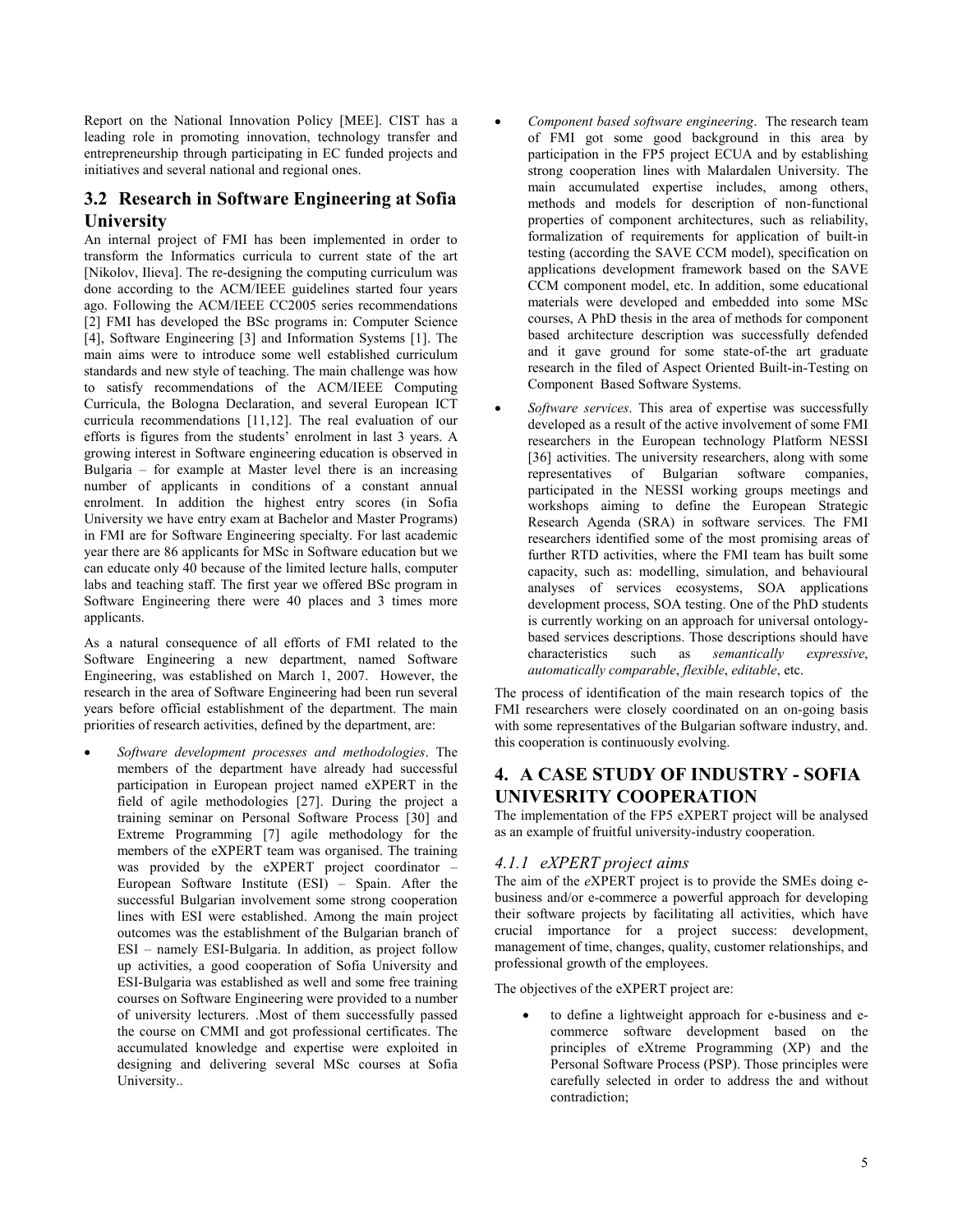Report on the National Innovation Policy [MEE]. CIST has a leading role in promoting innovation, technology transfer and entrepreneurship through participating in EC funded projects and initiatives and several national and regional ones.

## 3.2 Research in Software Engineering at Sofia University

An internal project of FMI has been implemented in order to transform the Informatics curricula to current state of the art [Nikolov, Ilieva]. The re-designing the computing curriculum was done according to the ACM/IEEE guidelines started four years ago. Following the ACM/IEEE CC2005 series recommendations [2] FMI has developed the BSc programs in: Computer Science [4], Software Engineering [3] and Information Systems [1]. The main aims were to introduce some well established curriculum standards and new style of teaching. The main challenge was how to satisfy recommendations of the ACM/IEEE Computing Curricula, the Bologna Declaration, and several European ICT curricula recommendations [11,12]. The real evaluation of our efforts is figures from the students' enrolment in last 3 years. A growing interest in Software engineering education is observed in Bulgaria – for example at Master level there is an increasing number of applicants in conditions of a constant annual enrolment. In addition the highest entry scores (in Sofia University we have entry exam at Bachelor and Master Programs) in FMI are for Software Engineering specialty. For last academic year there are 86 applicants for MSc in Software education but we can educate only 40 because of the limited lecture halls, computer labs and teaching staff. The first year we offered BSc program in Software Engineering there were 40 places and 3 times more applicants.

As a natural consequence of all efforts of FMI related to the Software Engineering a new department, named Software Engineering, was established on March 1, 2007. However, the research in the area of Software Engineering had been run several years before official establishment of the department. The main priorities of research activities, defined by the department, are:

- *Software development processes and methodologies*. The members of the department have already had successful participation in European project named eXPERT in the field of agile methodologies [27]. During the project a training seminar on Personal Software Process [30] and Extreme Programming [7] agile methodology for the members of the eXPERT team was organised. The training was provided by the eXPERT project coordinator – European Software Institute (ESI) – Spain. After the successful Bulgarian involvement some strong cooperation lines with ESI were established. Among the main project outcomes was the establishment of the Bulgarian branch of ESI – namely ESI-Bulgaria. In addition, as project follow up activities, a good cooperation of Sofia University and ESI-Bulgaria was established as well and some free training courses on Software Engineering were provided to a number of university lecturers. .Most of them successfully passed the course on CMMI and got professional certificates. The accumulated knowledge and expertise were exploited in designing and delivering several MSc courses at Sofia University..
- *Component based software engineering*. The research team of FMI got some good background in this area by participation in the FP5 project ECUA and by establishing strong cooperation lines with Malardalen University. The main accumulated expertise includes, among others, methods and models for description of non-functional properties of component architectures, such as reliability, formalization of requirements for application of built-in testing (according the SAVE CCM model), specification on applications development framework based on the SAVE CCM component model, etc. In addition, some educational materials were developed and embedded into some MSc courses, A PhD thesis in the area of methods for component based architecture description was successfully defended and it gave ground for some state-of-the art graduate research in the filed of Aspect Oriented Built-in-Testing on Component Based Software Systems.
- *Software services*. This area of expertise was successfully developed as a result of the active involvement of some FMI researchers in the European technology Platform NESSI [36] activities. The university researchers, along with some representatives of Bulgarian software companies, participated in the NESSI working groups meetings and workshops aiming to define the European Strategic Research Agenda (SRA) in software services. The FMI researchers identified some of the most promising areas of further RTD activities, where the FMI team has built some capacity, such as: modelling, simulation, and behavioural analyses of services ecosystems, SOA applications development process, SOA testing. One of the PhD students is currently working on an approach for universal ontology-based services descriptions. Those descriptions should have characteristics such as *semantically expressive*, *automatically comparable*, *flexible*, *editable*, etc.

The process of identification of the main research topics of the FMI researchers were closely coordinated on an on-going basis with some representatives of the Bulgarian software industry, and. this cooperation is continuously evolving.

# 4. A CASE STUDY OF INDUSTRY - SOFIA UNIVESRITY COOPERATION

The implementation of the FP5 eXPERT project will be analysed as an example of fruitful university-industry cooperation.

### *4.1.1 eXPERT project aims*

The aim of the eXPERT project is to provide the SMEs doing e-business and/or e-commerce a powerful approach for developing their software projects by facilitating all activities, which have crucial importance for a project success: development, management of time, changes, quality, customer relationships, and professional growth of the employees.

The objectives of the eXPERT project are:

- to define a lightweight approach for e-business and e-commerce software development based on the principles of eXtreme Programming (XP) and the Personal Software Process (PSP). Those principles were carefully selected in order to address the and without contradiction;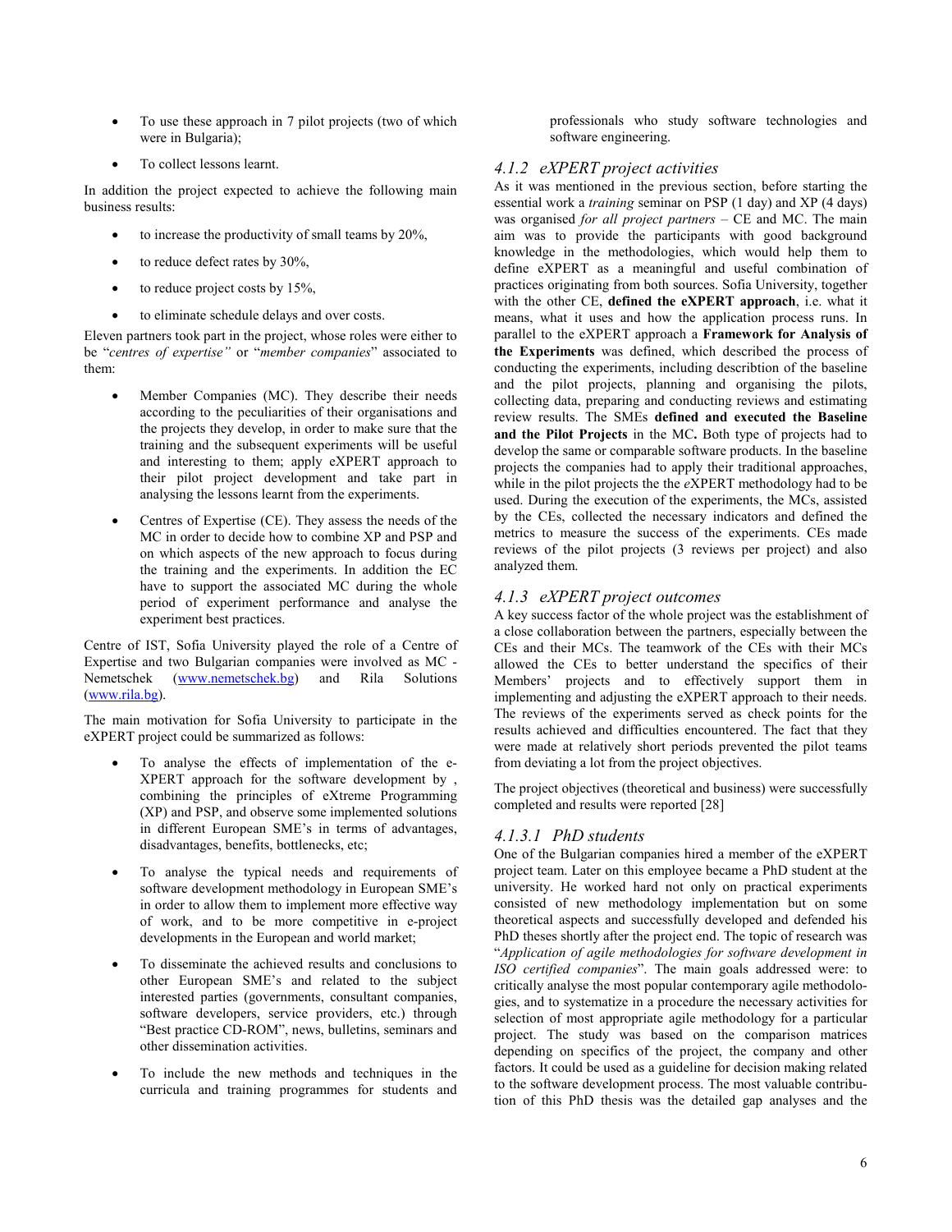- To use these approach in 7 pilot projects (two of which were in Bulgaria);
- To collect lessons learnt.

In addition the project expected to achieve the following main business results:

- to increase the productivity of small teams by 20%,
- to reduce defect rates by 30%,
- to reduce project costs by 15%,
- to eliminate schedule delays and over costs.

Eleven partners took part in the project, whose roles were either to be "*centres of expertise"* or "*member companies*" associated to them:

- Member Companies (MC). They describe their needs according to the peculiarities of their organisations and the projects they develop, in order to make sure that the training and the subsequent experiments will be useful and interesting to them; apply eXPERT approach to their pilot project development and take part in analysing the lessons learnt from the experiments.
- Centres of Expertise (CE). They assess the needs of the MC in order to decide how to combine XP and PSP and on which aspects of the new approach to focus during the training and the experiments. In addition the EC have to support the associated MC during the whole period of experiment performance and analyse the experiment best practices.

Centre of IST, Sofia University played the role of a Centre of Expertise and two Bulgarian companies were involved as MC - Nemetschek (www.nemetschek.bg) and Rila Solutions (www.rila.bg).

The main motivation for Sofia University to participate in the eXPERT project could be summarized as follows:

- To analyse the effects of implementation of the e-XPERT approach for the software development by , combining the principles of eXtreme Programming (XP) and PSP, and observe some implemented solutions in different European SME's in terms of advantages, disadvantages, benefits, bottlenecks, etc;
- To analyse the typical needs and requirements of software development methodology in European SME's in order to allow them to implement more effective way of work, and to be more competitive in e-project developments in the European and world market;
- To disseminate the achieved results and conclusions to other European SME's and related to the subject interested parties (governments, consultant companies, software developers, service providers, etc.) through "Best practice CD-ROM", news, bulletins, seminars and other dissemination activities.
- To include the new methods and techniques in the curricula and training programmes for students and professionals who study software technologies and software engineering.

### *4.1.2 eXPERT project activities*

As it was mentioned in the previous section, before starting the essential work a *training* seminar on PSP (1 day) and XP (4 days) was organised *for all project partners* – CE and MC. The main aim was to provide the participants with good background knowledge in the methodologies, which would help them to define eXPERT as a meaningful and useful combination of practices originating from both sources. Sofia University, together with the other CE, **defined the eXPERT approach**, i.e. what it means, what it uses and how the application process runs. In parallel to the eXPERT approach a **Framework for Analysis of the Experiments** was defined, which described the process of conducting the experiments, including describtion of the baseline and the pilot projects, planning and organising the pilots, collecting data, preparing and conducting reviews and estimating review results. The SMEs **defined and executed the Baseline and the Pilot Projects** in the MC**.** Both type of projects had to develop the same or comparable software products. In the baseline projects the companies had to apply their traditional approaches, while in the pilot projects the the *e*XPERT methodology had to be used. During the execution of the experiments, the MCs, assisted by the CEs, collected the necessary indicators and defined the metrics to measure the success of the experiments. CEs made reviews of the pilot projects (3 reviews per project) and also analyzed them.

### *4.1.3 eXPERT project outcomes*

A key success factor of the whole project was the establishment of a close collaboration between the partners, especially between the CEs and their MCs. The teamwork of the CEs with their MCs allowed the CEs to better understand the specifics of their Members' projects and to effectively support them in implementing and adjusting the eXPERT approach to their needs. The reviews of the experiments served as check points for the results achieved and difficulties encountered. The fact that they were made at relatively short periods prevented the pilot teams from deviating a lot from the project objectives.

The project objectives (theoretical and business) were successfully completed and results were reported [28]

#### *4.1.3.1 PhD students*

One of the Bulgarian companies hired a member of the eXPERT project team. Later on this employee became a PhD student at the university. He worked hard not only on practical experiments consisted of new methodology implementation but on some theoretical aspects and successfully developed and defended his PhD theses shortly after the project end. The topic of research was "*Application of agile methodologies for software development in ISO certified companies*". The main goals addressed were: to critically analyse the most popular contemporary agile methodologies, and to systematize in a procedure the necessary activities for selection of most appropriate agile methodology for a particular project. The study was based on the comparison matrices depending on specifics of the project, the company and other factors. It could be used as a guideline for decision making related to the software development process. The most valuable contribution of this PhD thesis was the detailed gap analyses and the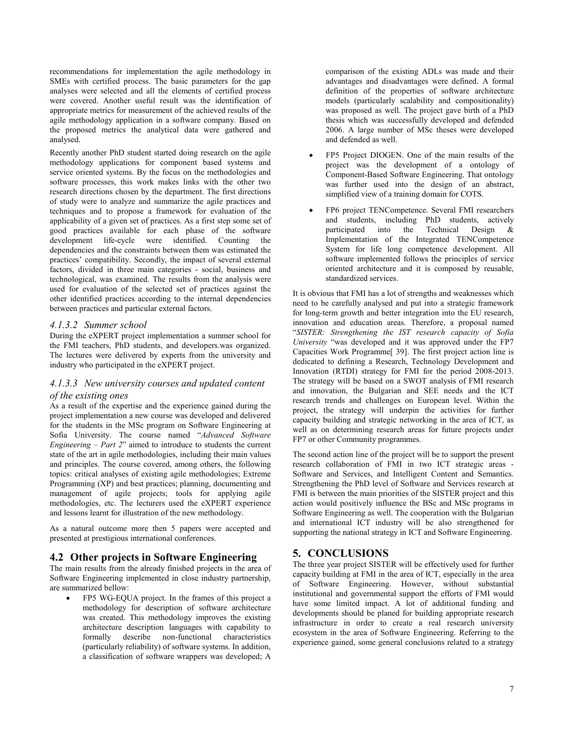recommendations for implementation the agile methodology in SMEs with certified process. The basic parameters for the gap analyses were selected and all the elements of certified process were covered. Another useful result was the identification of appropriate metrics for measurement of the achieved results of the agile methodology application in a software company. Based on the proposed metrics the analytical data were gathered and analysed.

Recently another PhD student started doing research on the agile methodology applications for component based systems and service oriented systems. By the focus on the methodologies and software processes, this work makes links with the other two research directions chosen by the department. The first directions of study were to analyze and summarize the agile practices and techniques and to propose a framework for evaluation of the applicability of a given set of practices. As a first step some set of good practices available for each phase of the software development life-cycle were identified. Counting the dependencies and the constraints between them was estimated the practices' compatibility. Secondly, the impact of several external factors, divided in three main categories - social, business and technological, was examined. The results from the analysis were used for evaluation of the selected set of practices against the other identified practices according to the internal dependencies between practices and particular external factors.

#### *4.1.3.2 Summer school*

During the eXPERT project implementation a summer school for the FMI teachers, PhD students, and developers.was organized. The lectures were delivered by experts from the university and industry who participated in the eXPERT project.

#### *4.1.3.3 New university courses and updated content of the existing ones*

As a result of the expertise and the experience gained during the project implementation a new course was developed and delivered for the students in the MSc program on Software Engineering at Sofia University. The course named "*Advanced Software Engineering – Part 2*" aimed to introduce to students the current state of the art in agile methodologies, including their main values and principles. The course covered, among others, the following topics: critical analyses of existing agile methodologies; Extreme Programming (XP) and best practices; planning, documenting and management of agile projects; tools for applying agile methodologies, etc. The lecturers used the eXPERT experience and lessons learnt for illustration of the new methodology.

As a natural outcome more then 5 papers were accepted and presented at prestigious international conferences.

## 4.2 Other projects in Software Engineering

The main results from the already finished projects in the area of Software Engineering implemented in close industry partnership, are summarized bellow:

- FP5 WG-EQUA project. In the frames of this project a methodology for description of software architecture was created. This methodology improves the existing architecture description languages with capability to formally describe non-functional characteristics (particularly reliability) of software systems. In addition, a classification of software wrappers was developed; A comparison of the existing ADLs was made and their advantages and disadvantages were defined. A formal definition of the properties of software architecture models (particularly scalability and compositionality) was proposed as well. The project gave birth of a PhD thesis which was successfully developed and defended 2006. A large number of MSc theses were developed and defended as well.
- FP5 Project DIOGEN. One of the main results of the project was the development of a ontology of Component-Based Software Engineering. That ontology was further used into the design of an abstract, simplified view of a training domain for COTS.
- FP6 project TENCompetence. Several FMI researchers and students, including PhD students, actively participated into the Technical Design & Implementation of the Integrated TENCompetence System for life long competence development. All software implemented follows the principles of service oriented architecture and it is composed by reusable, standardized services.

It is obvious that FMI has a lot of strengths and weaknesses which need to be carefully analysed and put into a strategic framework for long-term growth and better integration into the EU research, innovation and education areas. Therefore, a proposal named "*SISTER: Strengthening the IST research capacity of Sofia University* "was developed and it was approved under the FP7 Capacities Work Programme[ 39]. The first project action line is dedicated to defining a Research, Technology Development and Innovation (RTDI) strategy for FMI for the period 2008-2013. The strategy will be based on a SWOT analysis of FMI research and innovation, the Bulgarian and SEE needs and the ICT research trends and challenges on European level. Within the project, the strategy will underpin the activities for further capacity building and strategic networking in the area of ICT, as well as on determining research areas for future projects under FP7 or other Community programmes.

The second action line of the project will be to support the present research collaboration of FMI in two ICT strategic areas - Software and Services, and Intelligent Content and Semantics. Strengthening the PhD level of Software and Services research at FMI is between the main priorities of the SISTER project and this action would positively influence the BSc and MSc programs in Software Engineering as well. The cooperation with the Bulgarian and international ICT industry will be also strengthened for supporting the national strategy in ICT and Software Engineering.

# 5. CONCLUSIONS

The three year project SISTER will be effectively used for further capacity building at FMI in the area of ICT, especially in the area of Software Engineering. However, without substantial institutional and governmental support the efforts of FMI would have some limited impact. A lot of additional funding and developments should be planed for building appropriate research infrastructure in order to create a real research university ecosystem in the area of Software Engineering. Referring to the experience gained, some general conclusions related to a strategy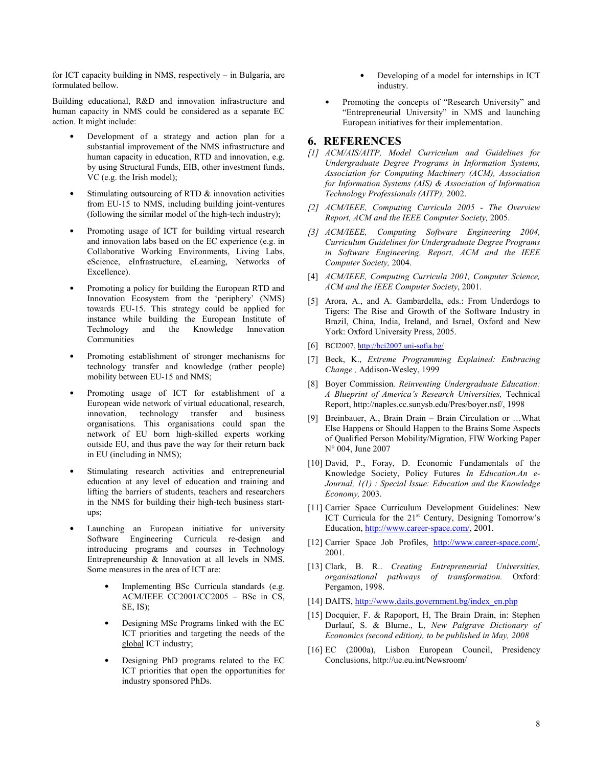for ICT capacity building in NMS, respectively – in Bulgaria, are formulated bellow.

Building educational, R&D and innovation infrastructure and human capacity in NMS could be considered as a separate EC action. It might include:

- Development of a strategy and action plan for a substantial improvement of the NMS infrastructure and human capacity in education, RTD and innovation, e.g. by using Structural Funds, EIB, other investment funds, VC (e.g. the Irish model);
- Stimulating outsourcing of RTD & innovation activities from EU-15 to NMS, including building joint-ventures (following the similar model of the high-tech industry);
- Promoting usage of ICT for building virtual research and innovation labs based on the EC experience (e.g. in Collaborative Working Environments, Living Labs, eScience, eInfrastructure, eLearning, Networks of Excellence).
- Promoting a policy for building the European RTD and Innovation Ecosystem from the 'periphery' (NMS) towards EU-15. This strategy could be applied for instance while building the European Institute of Technology and the Knowledge Innovation Communities
- Promoting establishment of stronger mechanisms for technology transfer and knowledge (rather people) mobility between EU-15 and NMS;
- Promoting usage of ICT for establishment of a European wide network of virtual educational, research, innovation, technology transfer and business organisations. This organisations could span the network of EU born high-skilled experts working outside EU, and thus pave the way for their return back in EU (including in NMS);
- Stimulating research activities and entrepreneurial education at any level of education and training and lifting the barriers of students, teachers and researchers in the NMS for building their high-tech business start-ups;
- Launching an European initiative for university Software Engineering Curricula re-design and introducing programs and courses in Technology Entrepreneurship & Innovation at all levels in NMS. Some measures in the area of ICT are:
    - Implementing BSc Curricula standards (e.g. ACM/IEEE CC2001/CC2005 – BSc in CS, SE, IS);
    - Designing MSc Programs linked with the EC ICT priorities and targeting the needs of the global ICT industry;
    - Designing PhD programs related to the EC ICT priorities that open the opportunities for industry sponsored PhDs.
    - Developing of a model for internships in ICT industry.
- Promoting the concepts of "Research University" and "Entrepreneurial University" in NMS and launching European initiatives for their implementation.

## 6. REFERENCES

[1] *ACM/AIS/AITP, Model Curriculum and Guidelines for Undergraduate Degree Programs in Information Systems, Association for Computing Machinery (ACM), Association for Information Systems (AIS) & Association of Information Technology Professionals (AITP),* 2002.

[2] *ACM/IEEE, Computing Curricula 2005 - The Overview Report, ACM and the IEEE Computer Society,* 2005.

[3] *ACM/IEEE, Computing Software Engineering 2004, Curriculum Guidelines for Undergraduate Degree Programs in Software Engineering, Report, ACM and the IEEE Computer Society,* 2004.

[4] *ACM/IEEE, Computing Curricula 2001, Computer Science, ACM and the IEEE Computer Society*, 2001.

[5] Arora, A., and A. Gambardella, eds.: From Underdogs to Tigers: The Rise and Growth of the Software Industry in Brazil, China, India, Ireland, and Israel, Oxford and New York: Oxford University Press, 2005.

[6] BCI2007, http://bci2007.uni-sofia.bg/

[7] Beck, K., *Extreme Programming Explained: Embracing Change* , Addison-Wesley, 1999

[8] Boyer Commission*. Reinventing Undergraduate Education: A Blueprint of America's Research Universities,* Technical Report, http://naples.cc.sunysb.edu/Pres/boyer.nsf/, 1998

[9] Breinbauer, A., Brain Drain – Brain Circulation or …What Else Happens or Should Happen to the Brains Some Aspects of Qualified Person Mobility/Migration, FIW Working Paper N° 004, June 2007

[10] David, P., Foray, D. Economic Fundamentals of the Knowledge Society, Policy Futures *In Education.An e-Journal, 1(1) : Special Issue: Education and the Knowledge Economy,* 2003.

[11] Carrier Space Curriculum Development Guidelines: New ICT Curricula for the 21st Century, Designing Tomorrow's Education, http://www.career-space.com/, 2001.

[12] Carrier Space Job Profiles, http://www.career-space.com/, 2001.

[13] Clark, B. R.. *Creating Entrepreneurial Universities, organisational pathways of transformation.* Oxford: Pergamon, 1998.

[14] DAITS, http://www.daits.government.bg/index_en.php

[15] Docquier, F. & Rapoport, H, The Brain Drain, in: Stephen Durlauf, S. & Blume., L, *New Palgrave Dictionary of Economics (second edition), to be published in May, 2008*

[16] EC (2000a), Lisbon European Council, Presidency Conclusions, http://ue.eu.int/Newsroom/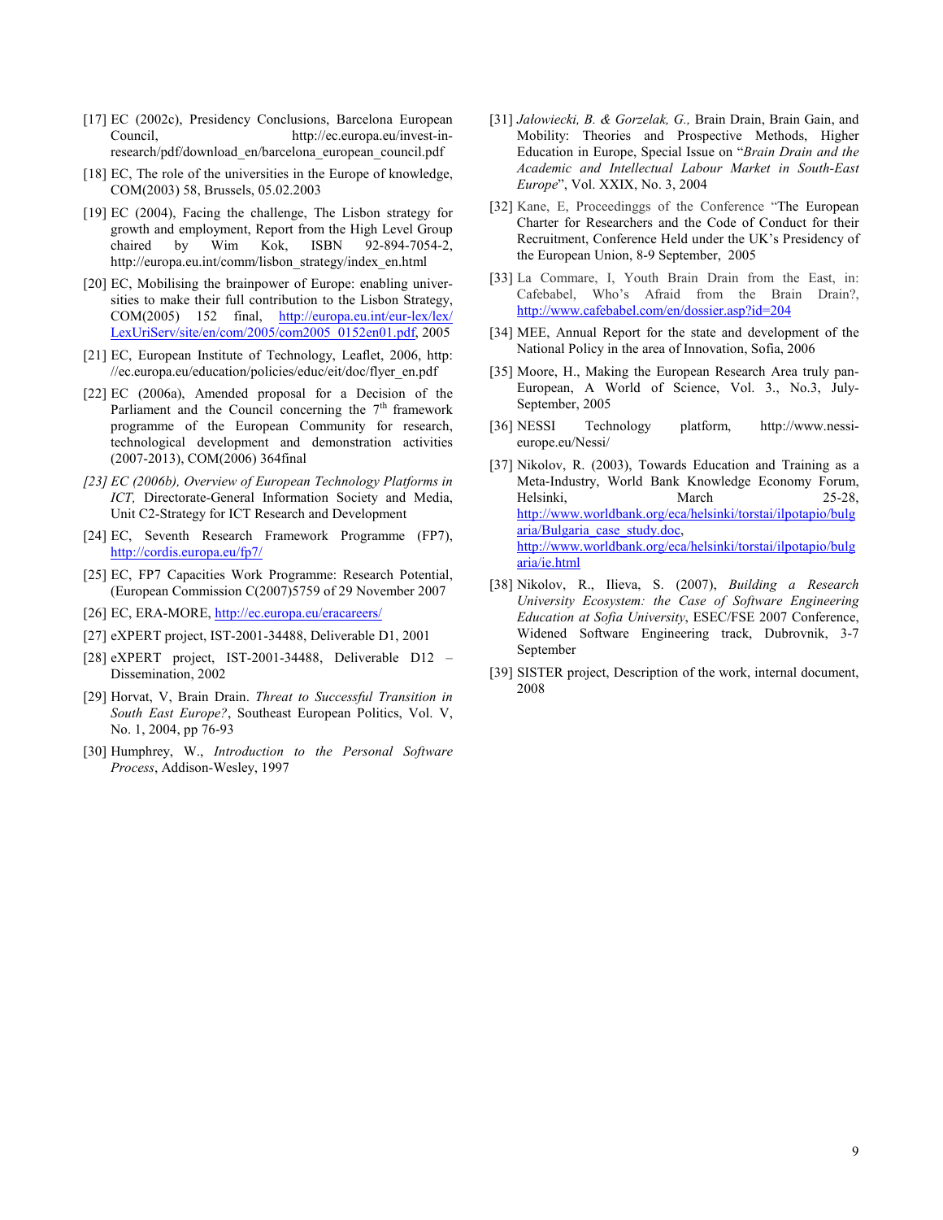[17] EC (2002c), Presidency Conclusions, Barcelona European Council, http://ec.europa.eu/invest-in-research/pdf/download_en/barcelona_european_council.pdf

[18] EC, The role of the universities in the Europe of knowledge, COM(2003) 58, Brussels, 05.02.2003

[19] EC (2004), Facing the challenge, The Lisbon strategy for growth and employment, Report from the High Level Group chaired by Wim Kok, ISBN 92-894-7054-2, http://europa.eu.int/comm/lisbon_strategy/index_en.html

[20] EC, Mobilising the brainpower of Europe: enabling universities to make their full contribution to the Lisbon Strategy, COM(2005) 152 final, http://europa.eu.int/eur-lex/lex/LexUriServ/site/en/com/2005/com2005_0152en01.pdf, 2005

[21] EC, European Institute of Technology, Leaflet, 2006, http://ec.europa.eu/education/policies/educ/eit/doc/flyer_en.pdf

[22] EC (2006a), Amended proposal for a Decision of the Parliament and the Council concerning the 7[th] framework programme of the European Community for research, technological development and demonstration activities (2007-2013), COM(2006) 364final

[23] *EC (2006b), Overview of European Technology Platforms in ICT,* Directorate-General Information Society and Media, Unit C2-Strategy for ICT Research and Development

[24] EC, Seventh Research Framework Programme (FP7), http://cordis.europa.eu/fp7/

[25] EC, FP7 Capacities Work Programme: Research Potential, (European Commission C(2007)5759 of 29 November 2007

[26] EC, ERA-MORE, http://ec.europa.eu/eracareers/

[27] eXPERT project, IST-2001-34488, Deliverable D1, 2001

[28] eXPERT project, IST-2001-34488, Deliverable D12 – Dissemination, 2002

[29] Horvat, V, Brain Drain. *Threat to Successful Transition in South East Europe?*, Southeast European Politics, Vol. V, No. 1, 2004, pp 76-93

[30] Humphrey, W., *Introduction to the Personal Software Process*, Addison-Wesley, 1997

[31] *Jałowiecki, B. & Gorzelak, G.,* Brain Drain, Brain Gain, and Mobility: Theories and Prospective Methods, Higher Education in Europe, Special Issue on "*Brain Drain and the Academic and Intellectual Labour Market in South-East Europe*", Vol. XXIX, No. 3, 2004

[32] Kane, E, Proceedinggs of the Conference "The European Charter for Researchers and the Code of Conduct for their Recruitment, Conference Held under the UK's Presidency of the European Union, 8-9 September, 2005

[33] La Commare, I, Youth Brain Drain from the East, in: Cafebabel, Who's Afraid from the Brain Drain?, http://www.cafebabel.com/en/dossier.asp?id=204

[34] MEE, Annual Report for the state and development of the National Policy in the area of Innovation, Sofia, 2006

[35] Moore, H., Making the European Research Area truly pan-European, A World of Science, Vol. 3., No.3, July-September, 2005

[36] NESSI Technology platform, http://www.nessi-europe.eu/Nessi/

[37] Nikolov, R. (2003), Towards Education and Training as a Meta-Industry, World Bank Knowledge Economy Forum, Helsinki, March 25-28, http://www.worldbank.org/eca/helsinki/torstai/ilpotapio/bulgaria/Bulgaria_case_study.doc, http://www.worldbank.org/eca/helsinki/torstai/ilpotapio/bulgaria/ie.html

[38] Nikolov, R., Ilieva, S. (2007), *Building a Research University Ecosystem: the Case of Software Engineering Education at Sofia University*, ESEC/FSE 2007 Conference, Widened Software Engineering track, Dubrovnik, 3-7 September

[39] SISTER project, Description of the work, internal document, 2008